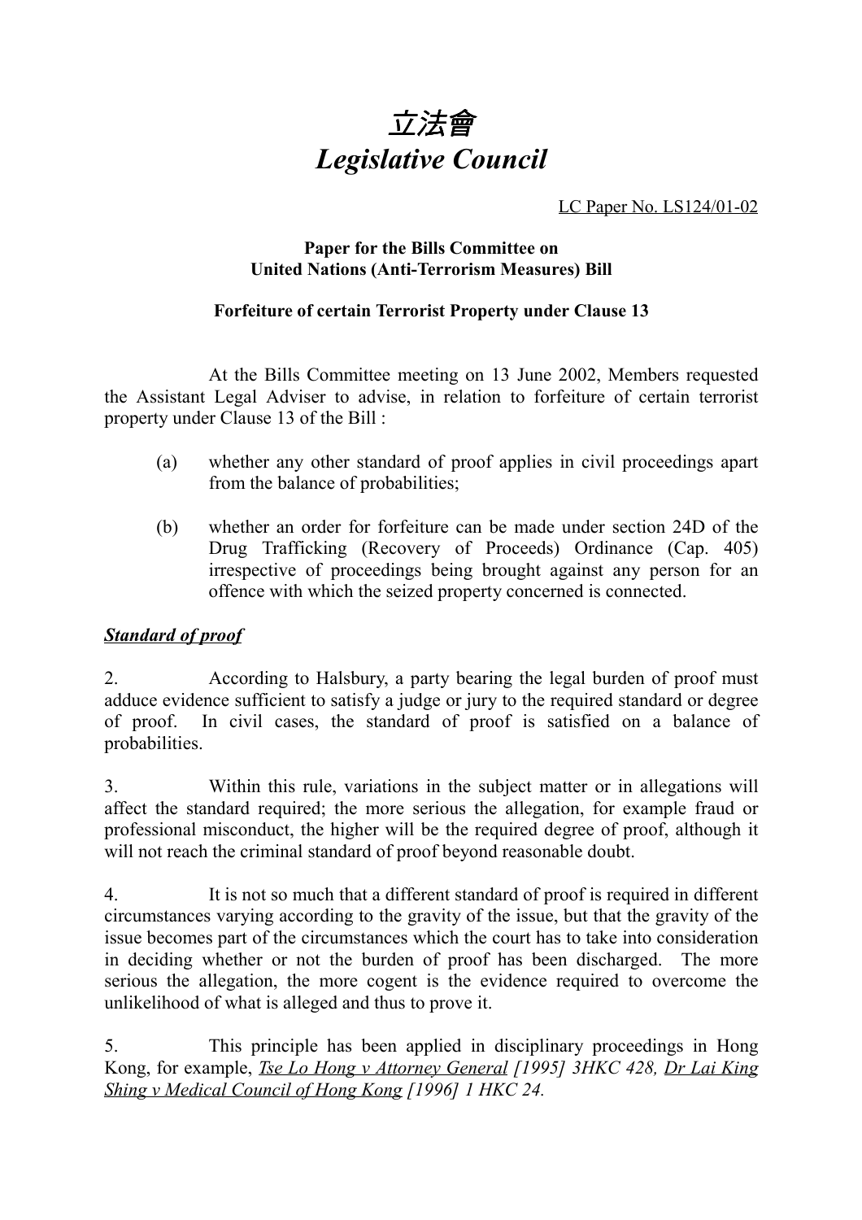# 立法會
# *Legislative Council*

<u>LC Paper No. LS124/01-02</u>

**Paper for the Bills Committee on United Nations (Anti-Terrorism Measures) Bill**

**Forfeiture of certain Terrorist Property under Clause 13**

At the Bills Committee meeting on 13 June 2002, Members requested the Assistant Legal Adviser to advise, in relation to forfeiture of certain terrorist property under Clause 13 of the Bill :

(a) whether any other standard of proof applies in civil proceedings apart from the balance of probabilities;

(b) whether an order for forfeiture can be made under section 24D of the Drug Trafficking (Recovery of Proceeds) Ordinance (Cap. 405) irrespective of proceedings being brought against any person for an offence with which the seized property concerned is connected.

***<u>Standard of proof</u>***

2. According to Halsbury, a party bearing the legal burden of proof must adduce evidence sufficient to satisfy a judge or jury to the required standard or degree of proof. In civil cases, the standard of proof is satisfied on a balance of probabilities.

3. Within this rule, variations in the subject matter or in allegations will affect the standard required; the more serious the allegation, for example fraud or professional misconduct, the higher will be the required degree of proof, although it will not reach the criminal standard of proof beyond reasonable doubt.

4. It is not so much that a different standard of proof is required in different circumstances varying according to the gravity of the issue, but that the gravity of the issue becomes part of the circumstances which the court has to take into consideration in deciding whether or not the burden of proof has been discharged. The more serious the allegation, the more cogent is the evidence required to overcome the unlikelihood of what is alleged and thus to prove it.

5. This principle has been applied in disciplinary proceedings in Hong Kong, for example, *<u>Tse Lo Hong v Attorney General</u> [1995] 3HKC 428, <u>Dr Lai King Shing v Medical Council of Hong Kong</u> [1996] 1 HKC 24.*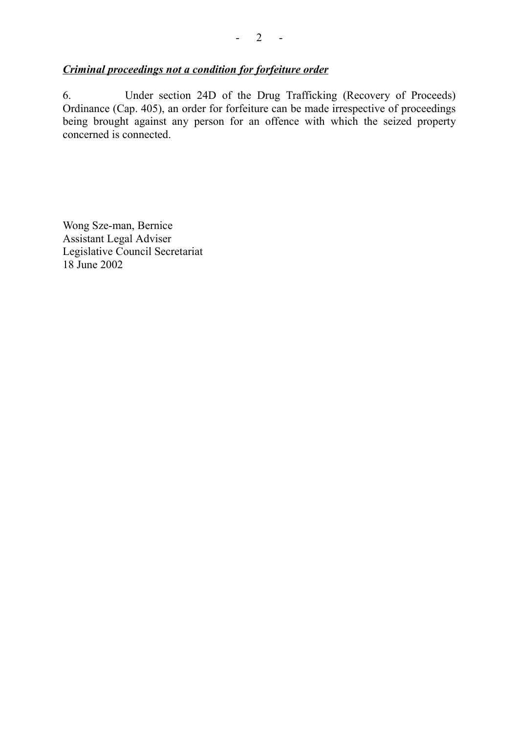***<u>Criminal proceedings not a condition for forfeiture order</u>***

6. Under section 24D of the Drug Trafficking (Recovery of Proceeds) Ordinance (Cap. 405), an order for forfeiture can be made irrespective of proceedings being brought against any person for an offence with which the seized property concerned is connected.

Wong Sze-man, Bernice
Assistant Legal Adviser
Legislative Council Secretariat
18 June 2002